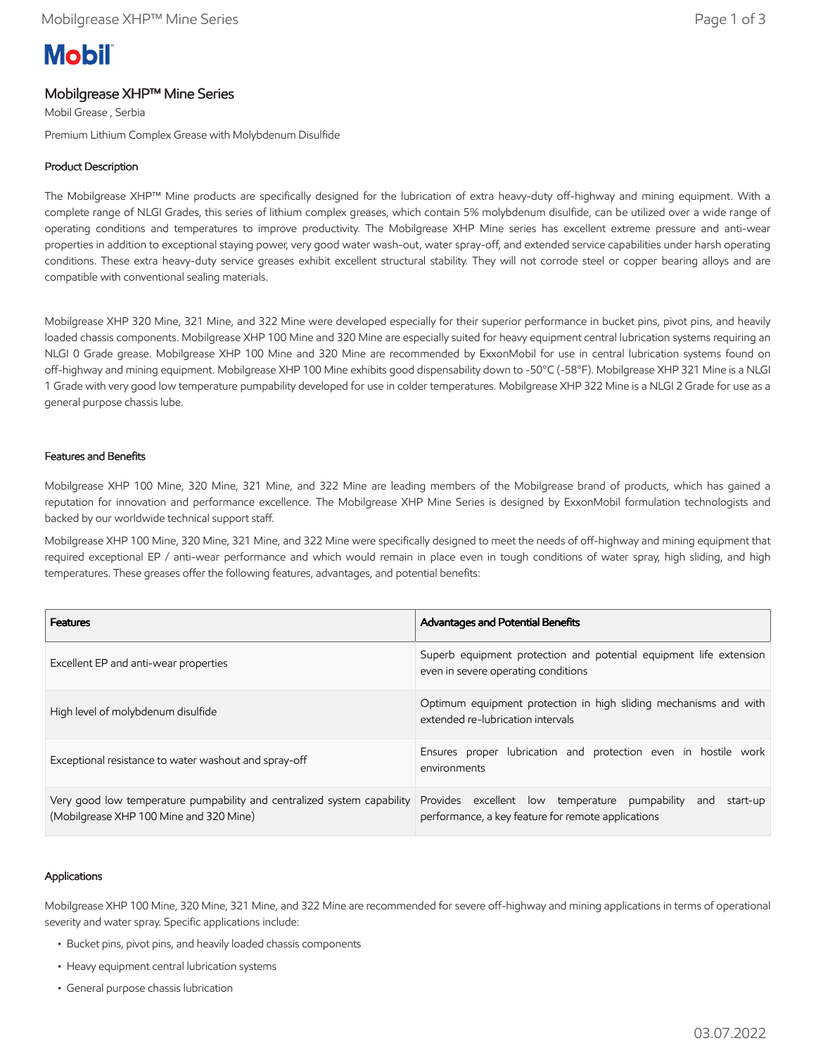# Mobilgrease XHP™ Mine Series

Mobil Grease , Serbia

Premium Lithium Complex Grease with Molybdenum Disulfide

## Product Description

The Mobilgrease XHP™ Mine products are specifically designed for the lubrication of extra heavy-duty off-highway and mining equipment. With a complete range of NLGI Grades, this series of lithium complex greases, which contain 5% molybdenum disulfide, can be utilized over a wide range of operating conditions and temperatures to improve productivity. The Mobilgrease XHP Mine series has excellent extreme pressure and anti-wear properties in addition to exceptional staying power, very good water wash-out, water spray-off, and extended service capabilities under harsh operating conditions. These extra heavy-duty service greases exhibit excellent structural stability. They will not corrode steel or copper bearing alloys and are compatible with conventional sealing materials.

Mobilgrease XHP 320 Mine, 321 Mine, and 322 Mine were developed especially for their superior performance in bucket pins, pivot pins, and heavily loaded chassis components. Mobilgrease XHP 100 Mine and 320 Mine are especially suited for heavy equipment central lubrication systems requiring an NLGI 0 Grade grease. Mobilgrease XHP 100 Mine and 320 Mine are recommended by ExxonMobil for use in central lubrication systems found on off-highway and mining equipment. Mobilgrease XHP 100 Mine exhibits good dispensability down to -50°C (-58°F). Mobilgrease XHP 321 Mine is a NLGI 1 Grade with very good low temperature pumpability developed for use in colder temperatures. Mobilgrease XHP 322 Mine is a NLGI 2 Grade for use as a general purpose chassis lube.

## Features and Benefits

Mobilgrease XHP 100 Mine, 320 Mine, 321 Mine, and 322 Mine are leading members of the Mobilgrease brand of products, which has gained a reputation for innovation and performance excellence. The Mobilgrease XHP Mine Series is designed by ExxonMobil formulation technologists and backed by our worldwide technical support staff.

Mobilgrease XHP 100 Mine, 320 Mine, 321 Mine, and 322 Mine were specifically designed to meet the needs of off-highway and mining equipment that required exceptional EP / anti-wear performance and which would remain in place even in tough conditions of water spray, high sliding, and high temperatures. These greases offer the following features, advantages, and potential benefits:

| Features | Advantages and Potential Benefits |
| --- | --- |
| Excellent EP and anti-wear properties | Superb equipment protection and potential equipment life extension even in severe operating conditions |
| High level of molybdenum disulfide | Optimum equipment protection in high sliding mechanisms and with extended re-lubrication intervals |
| Exceptional resistance to water washout and spray-off | Ensures proper lubrication and protection even in hostile work environments |
| Very good low temperature pumpability and centralized system capability (Mobilgrease XHP 100 Mine and 320 Mine) | Provides excellent low temperature pumpability and start-up performance, a key feature for remote applications |

## Applications

Mobilgrease XHP 100 Mine, 320 Mine, 321 Mine, and 322 Mine are recommended for severe off-highway and mining applications in terms of operational severity and water spray. Specific applications include:

- Bucket pins, pivot pins, and heavily loaded chassis components
- Heavy equipment central lubrication systems
- General purpose chassis lubrication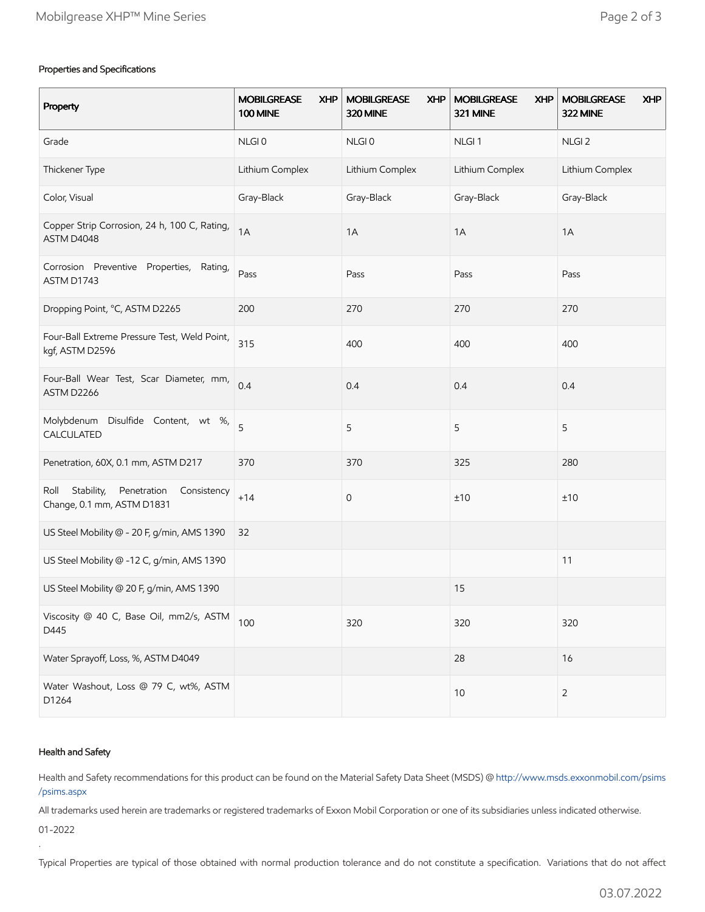## Properties and Specifications

| Property | MOBILGREASE XHP 100 MINE | MOBILGREASE XHP 320 MINE | MOBILGREASE XHP 321 MINE | MOBILGREASE XHP 322 MINE |
|---|---|---|---|---|
| Grade | NLGI 0 | NLGI 0 | NLGI 1 | NLGI 2 |
| Thickener Type | Lithium Complex | Lithium Complex | Lithium Complex | Lithium Complex |
| Color, Visual | Gray-Black | Gray-Black | Gray-Black | Gray-Black |
| Copper Strip Corrosion, 24 h, 100 C, Rating, ASTM D4048 | 1A | 1A | 1A | 1A |
| Corrosion Preventive Properties, Rating, ASTM D1743 | Pass | Pass | Pass | Pass |
| Dropping Point, °C, ASTM D2265 | 200 | 270 | 270 | 270 |
| Four-Ball Extreme Pressure Test, Weld Point, kgf, ASTM D2596 | 315 | 400 | 400 | 400 |
| Four-Ball Wear Test, Scar Diameter, mm, ASTM D2266 | 0.4 | 0.4 | 0.4 | 0.4 |
| Molybdenum Disulfide Content, wt %, CALCULATED | 5 | 5 | 5 | 5 |
| Penetration, 60X, 0.1 mm, ASTM D217 | 370 | 370 | 325 | 280 |
| Roll Stability, Penetration Consistency Change, 0.1 mm, ASTM D1831 | +14 | 0 | ±10 | ±10 |
| US Steel Mobility @ - 20 F, g/min, AMS 1390 | 32 | | | |
| US Steel Mobility @ -12 C, g/min, AMS 1390 | | | | 11 |
| US Steel Mobility @ 20 F, g/min, AMS 1390 | | | 15 | |
| Viscosity @ 40 C, Base Oil, mm2/s, ASTM D445 | 100 | 320 | 320 | 320 |
| Water Sprayoff, Loss, %, ASTM D4049 | | | 28 | 16 |
| Water Washout, Loss @ 79 C, wt%, ASTM D1264 | | | 10 | 2 |

## Health and Safety

Health and Safety recommendations for this product can be found on the Material Safety Data Sheet (MSDS) @ http://www.msds.exxonmobil.com/psims/psims.aspx

All trademarks used herein are trademarks or registered trademarks of Exxon Mobil Corporation or one of its subsidiaries unless indicated otherwise.

01-2022

.

Typical Properties are typical of those obtained with normal production tolerance and do not constitute a specification. Variations that do not affect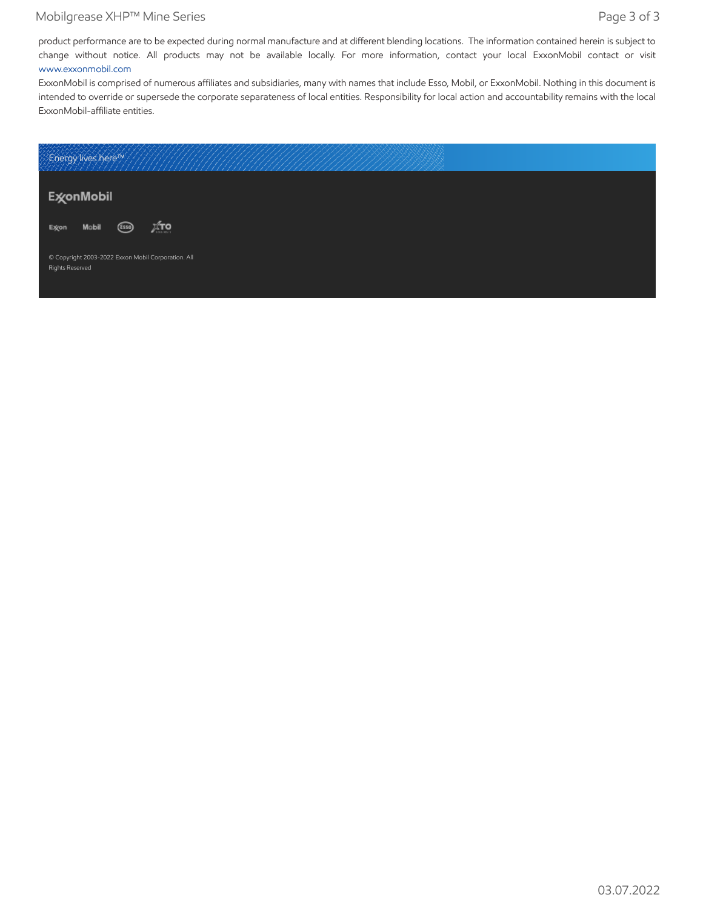product performance are to be expected during normal manufacture and at different blending locations. The information contained herein is subject to change without notice. All products may not be available locally. For more information, contact your local ExxonMobil contact or visit www.exxonmobil.com

ExxonMobil is comprised of numerous affiliates and subsidiaries, many with names that include Esso, Mobil, or ExxonMobil. Nothing in this document is intended to override or supersede the corporate separateness of local entities. Responsibility for local action and accountability remains with the local ExxonMobil-affiliate entities.

Energy lives here™

ExxonMobil

Exxon Mobil Esso XTO

© Copyright 2003-2022 Exxon Mobil Corporation. All Rights Reserved

03.07.2022